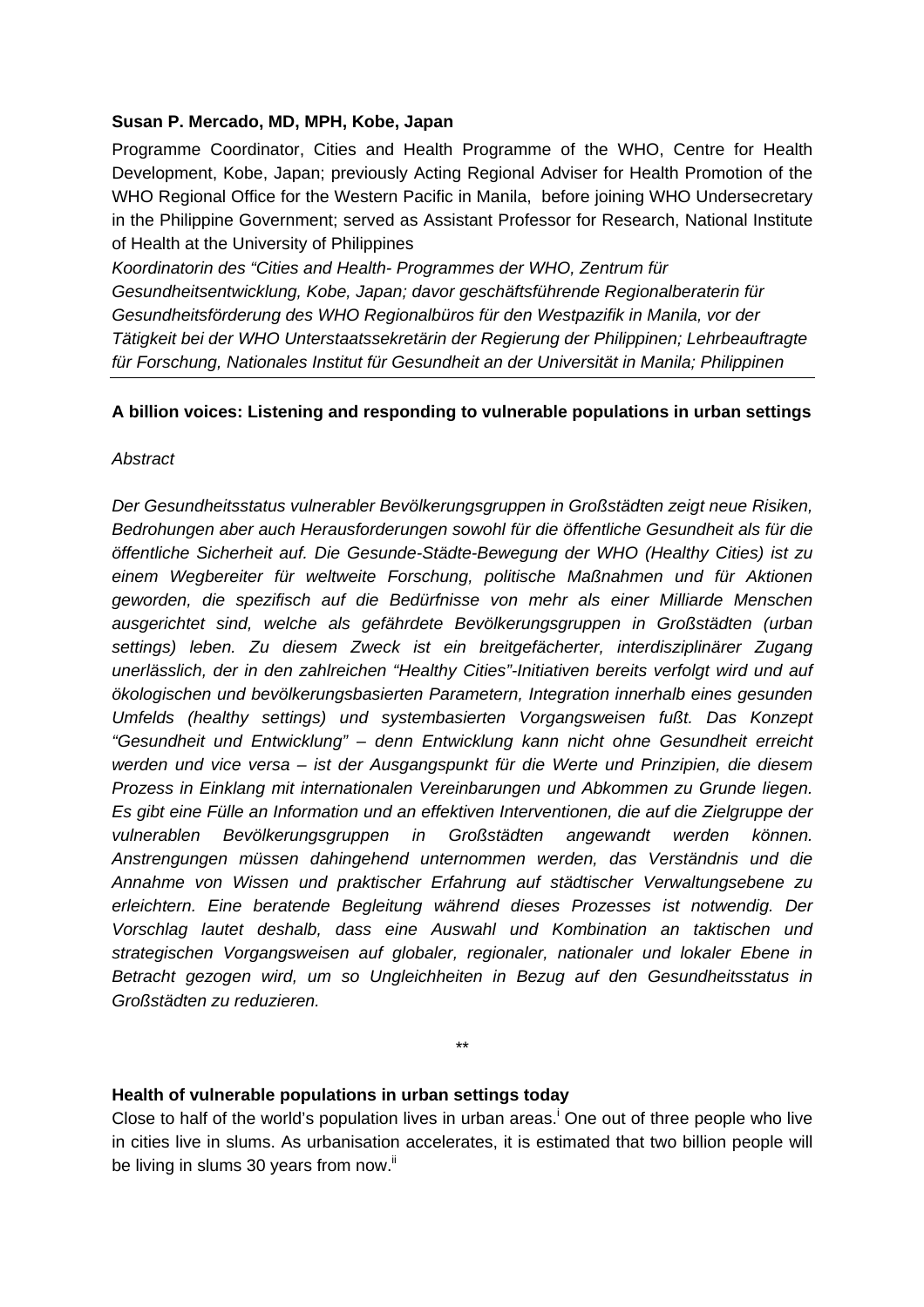**Susan P. Mercado, MD, MPH, Kobe, Japan**

Programme Coordinator, Cities and Health Programme of the WHO, Centre for Health Development, Kobe, Japan; previously Acting Regional Adviser for Health Promotion of the WHO Regional Office for the Western Pacific in Manila, before joining WHO Undersecretary in the Philippine Government; served as Assistant Professor for Research, National Institute of Health at the University of Philippines

*Koordinatorin des "Cities and Health- Programmes der WHO, Zentrum für Gesundheitsentwicklung, Kobe, Japan; davor geschäftsführende Regionalberaterin für Gesundheitsförderung des WHO Regionalbüros für den Westpazifik in Manila, vor der Tätigkeit bei der WHO Unterstaatssekretärin der Regierung der Philippinen; Lehrbeauftragte für Forschung, Nationales Institut für Gesundheit an der Universität in Manila; Philippinen*

---

**A billion voices: Listening and responding to vulnerable populations in urban settings**

*Abstract*

*Der Gesundheitsstatus vulnerabler Bevölkerungsgruppen in Großstädten zeigt neue Risiken, Bedrohungen aber auch Herausforderungen sowohl für die öffentliche Gesundheit als für die öffentliche Sicherheit auf. Die Gesunde-Städte-Bewegung der WHO (Healthy Cities) ist zu einem Wegbereiter für weltweite Forschung, politische Maßnahmen und für Aktionen geworden, die spezifisch auf die Bedürfnisse von mehr als einer Milliarde Menschen ausgerichtet sind, welche als gefährdete Bevölkerungsgruppen in Großstädten (urban settings) leben. Zu diesem Zweck ist ein breitgefächerter, interdisziplinärer Zugang unerlässlich, der in den zahlreichen "Healthy Cities"-Initiativen bereits verfolgt wird und auf ökologischen und bevölkerungsbasierten Parametern, Integration innerhalb eines gesunden Umfelds (healthy settings) und systembasierten Vorgangsweisen fußt. Das Konzept "Gesundheit und Entwicklung" – denn Entwicklung kann nicht ohne Gesundheit erreicht werden und vice versa – ist der Ausgangspunkt für die Werte und Prinzipien, die diesem Prozess in Einklang mit internationalen Vereinbarungen und Abkommen zu Grunde liegen. Es gibt eine Fülle an Information und an effektiven Interventionen, die auf die Zielgruppe der vulnerablen Bevölkerungsgruppen in Großstädten angewandt werden können. Anstrengungen müssen dahingehend unternommen werden, das Verständnis und die Annahme von Wissen und praktischer Erfahrung auf städtischer Verwaltungsebene zu erleichtern. Eine beratende Begleitung während dieses Prozesses ist notwendig. Der Vorschlag lautet deshalb, dass eine Auswahl und Kombination an taktischen und strategischen Vorgangsweisen auf globaler, regionaler, nationaler und lokaler Ebene in Betracht gezogen wird, um so Ungleichheiten in Bezug auf den Gesundheitsstatus in Großstädten zu reduzieren.*

\*\*

**Health of vulnerable populations in urban settings today**

Close to half of the world's population lives in urban areas.[i] One out of three people who live in cities live in slums. As urbanisation accelerates, it is estimated that two billion people will be living in slums 30 years from now.[ii]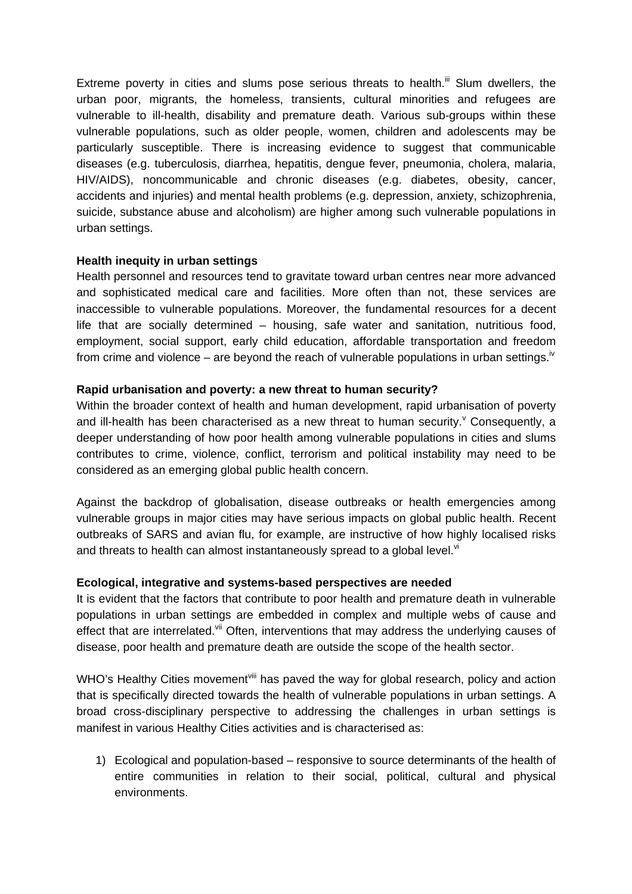Extreme poverty in cities and slums pose serious threats to health.[iii] Slum dwellers, the urban poor, migrants, the homeless, transients, cultural minorities and refugees are vulnerable to ill-health, disability and premature death. Various sub-groups within these vulnerable populations, such as older people, women, children and adolescents may be particularly susceptible. There is increasing evidence to suggest that communicable diseases (e.g. tuberculosis, diarrhea, hepatitis, dengue fever, pneumonia, cholera, malaria, HIV/AIDS), noncommunicable and chronic diseases (e.g. diabetes, obesity, cancer, accidents and injuries) and mental health problems (e.g. depression, anxiety, schizophrenia, suicide, substance abuse and alcoholism) are higher among such vulnerable populations in urban settings.

**Health inequity in urban settings**

Health personnel and resources tend to gravitate toward urban centres near more advanced and sophisticated medical care and facilities. More often than not, these services are inaccessible to vulnerable populations. Moreover, the fundamental resources for a decent life that are socially determined – housing, safe water and sanitation, nutritious food, employment, social support, early child education, affordable transportation and freedom from crime and violence – are beyond the reach of vulnerable populations in urban settings.[iv]

**Rapid urbanisation and poverty: a new threat to human security?**

Within the broader context of health and human development, rapid urbanisation of poverty and ill-health has been characterised as a new threat to human security.[v] Consequently, a deeper understanding of how poor health among vulnerable populations in cities and slums contributes to crime, violence, conflict, terrorism and political instability may need to be considered as an emerging global public health concern.

Against the backdrop of globalisation, disease outbreaks or health emergencies among vulnerable groups in major cities may have serious impacts on global public health. Recent outbreaks of SARS and avian flu, for example, are instructive of how highly localised risks and threats to health can almost instantaneously spread to a global level.[vi]

**Ecological, integrative and systems-based perspectives are needed**

It is evident that the factors that contribute to poor health and premature death in vulnerable populations in urban settings are embedded in complex and multiple webs of cause and effect that are interrelated.[vii] Often, interventions that may address the underlying causes of disease, poor health and premature death are outside the scope of the health sector.

WHO's Healthy Cities movement[viii] has paved the way for global research, policy and action that is specifically directed towards the health of vulnerable populations in urban settings. A broad cross-disciplinary perspective to addressing the challenges in urban settings is manifest in various Healthy Cities activities and is characterised as:

1) Ecological and population-based – responsive to source determinants of the health of entire communities in relation to their social, political, cultural and physical environments.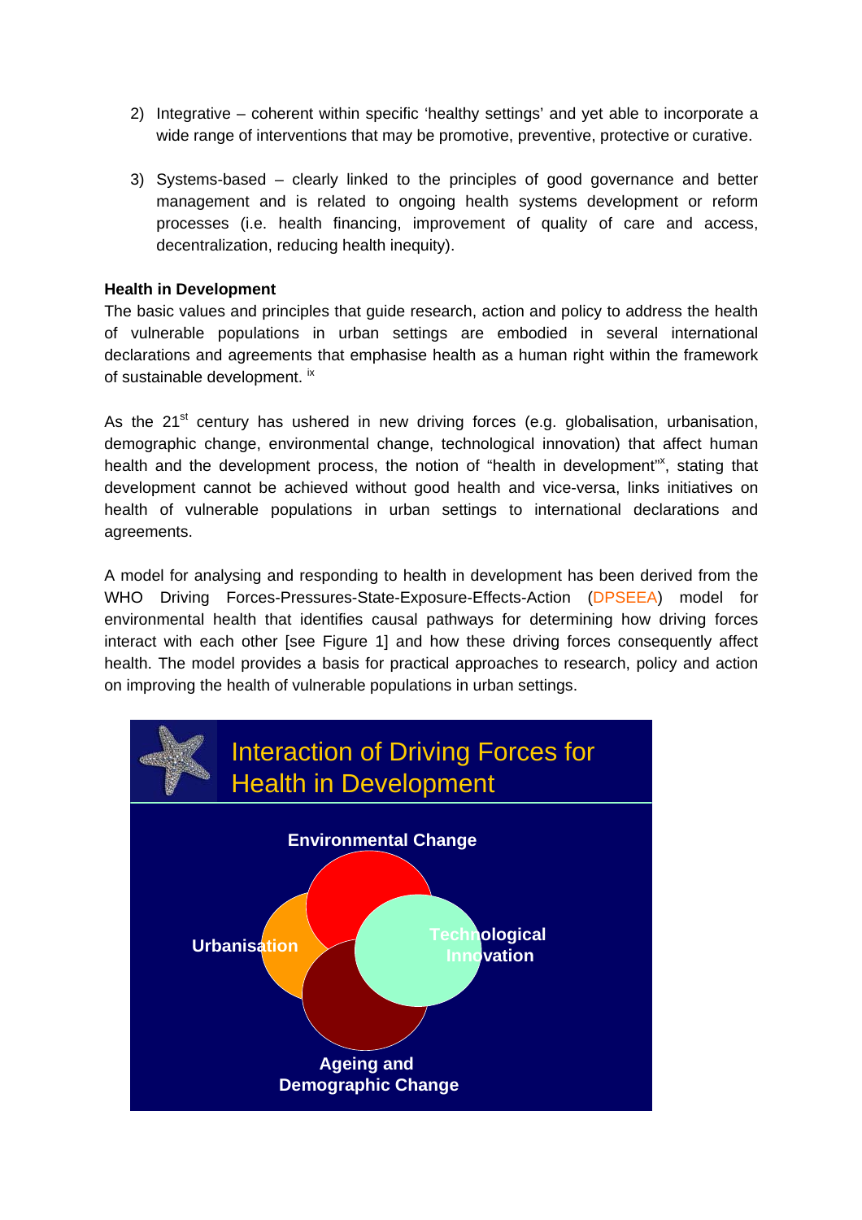2) Integrative – coherent within specific 'healthy settings' and yet able to incorporate a wide range of interventions that may be promotive, preventive, protective or curative.

3) Systems-based – clearly linked to the principles of good governance and better management and is related to ongoing health systems development or reform processes (i.e. health financing, improvement of quality of care and access, decentralization, reducing health inequity).

**Health in Development**

The basic values and principles that guide research, action and policy to address the health of vulnerable populations in urban settings are embodied in several international declarations and agreements that emphasise health as a human right within the framework of sustainable development. [ix]

As the 21st century has ushered in new driving forces (e.g. globalisation, urbanisation, demographic change, environmental change, technological innovation) that affect human health and the development process, the notion of "health in development"[x], stating that development cannot be achieved without good health and vice-versa, links initiatives on health of vulnerable populations in urban settings to international declarations and agreements.

A model for analysing and responding to health in development has been derived from the WHO Driving Forces-Pressures-State-Exposure-Effects-Action (DPSEEA) model for environmental health that identifies causal pathways for determining how driving forces interact with each other [see Figure 1] and how these driving forces consequently affect health. The model provides a basis for practical approaches to research, policy and action on improving the health of vulnerable populations in urban settings.

Interaction of Driving Forces for Health in Development

Environmental Change

Urbanisation

Technological Innovation

Ageing and Demographic Change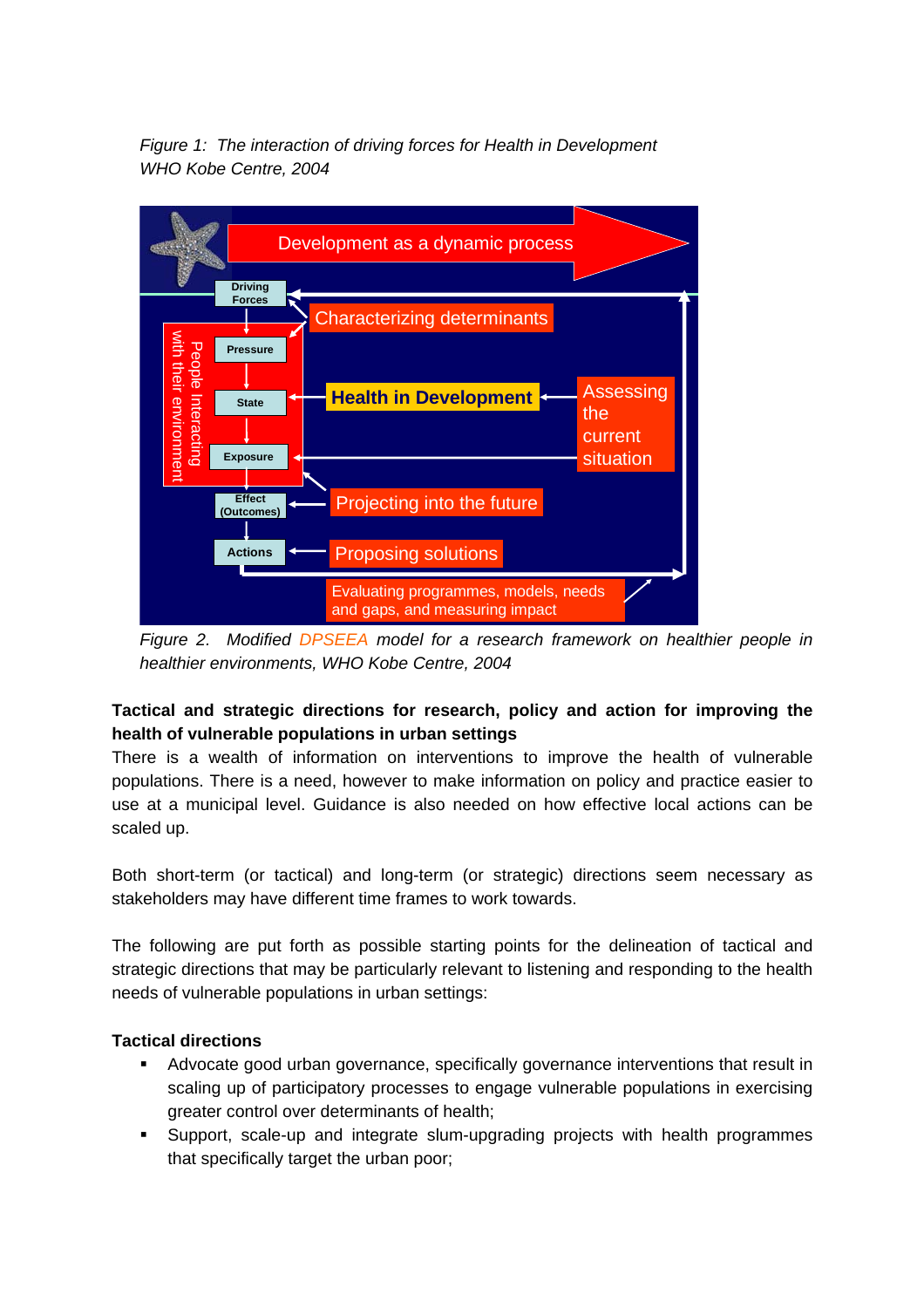*Figure 1: The interaction of driving forces for Health in Development WHO Kobe Centre, 2004*

*Figure 2. Modified DPSEEA model for a research framework on healthier people in healthier environments, WHO Kobe Centre, 2004*

**Tactical and strategic directions for research, policy and action for improving the health of vulnerable populations in urban settings**

There is a wealth of information on interventions to improve the health of vulnerable populations. There is a need, however to make information on policy and practice easier to use at a municipal level. Guidance is also needed on how effective local actions can be scaled up.

Both short-term (or tactical) and long-term (or strategic) directions seem necessary as stakeholders may have different time frames to work towards.

The following are put forth as possible starting points for the delineation of tactical and strategic directions that may be particularly relevant to listening and responding to the health needs of vulnerable populations in urban settings:

**Tactical directions**

- Advocate good urban governance, specifically governance interventions that result in scaling up of participatory processes to engage vulnerable populations in exercising greater control over determinants of health;
- Support, scale-up and integrate slum-upgrading projects with health programmes that specifically target the urban poor;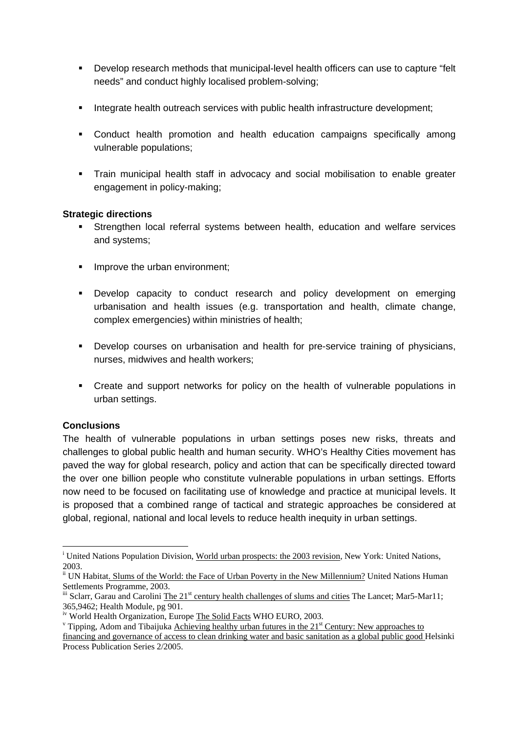- Develop research methods that municipal-level health officers can use to capture "felt needs" and conduct highly localised problem-solving;
- Integrate health outreach services with public health infrastructure development;
- Conduct health promotion and health education campaigns specifically among vulnerable populations;
- Train municipal health staff in advocacy and social mobilisation to enable greater engagement in policy-making;

**Strategic directions**

- Strengthen local referral systems between health, education and welfare services and systems;
- Improve the urban environment;
- Develop capacity to conduct research and policy development on emerging urbanisation and health issues (e.g. transportation and health, climate change, complex emergencies) within ministries of health;
- Develop courses on urbanisation and health for pre-service training of physicians, nurses, midwives and health workers;
- Create and support networks for policy on the health of vulnerable populations in urban settings.

**Conclusions**

The health of vulnerable populations in urban settings poses new risks, threats and challenges to global public health and human security. WHO's Healthy Cities movement has paved the way for global research, policy and action that can be specifically directed toward the over one billion people who constitute vulnerable populations in urban settings. Efforts now need to be focused on facilitating use of knowledge and practice at municipal levels. It is proposed that a combined range of tactical and strategic approaches be considered at global, regional, national and local levels to reduce health inequity in urban settings.

---

[i] United Nations Population Division, World urban prospects: the 2003 revision, New York: United Nations, 2003.

[ii] UN Habitat. Slums of the World: the Face of Urban Poverty in the New Millennium? United Nations Human Settlements Programme, 2003.

[iii] Sclarr, Garau and Carolini The 21st century health challenges of slums and cities The Lancet; Mar5-Mar11; 365,9462; Health Module, pg 901.

[iv] World Health Organization, Europe The Solid Facts WHO EURO, 2003.

[v] Tipping, Adom and Tibaijuka Achieving healthy urban futures in the 21st Century: New approaches to financing and governance of access to clean drinking water and basic sanitation as a global public good Helsinki Process Publication Series 2/2005.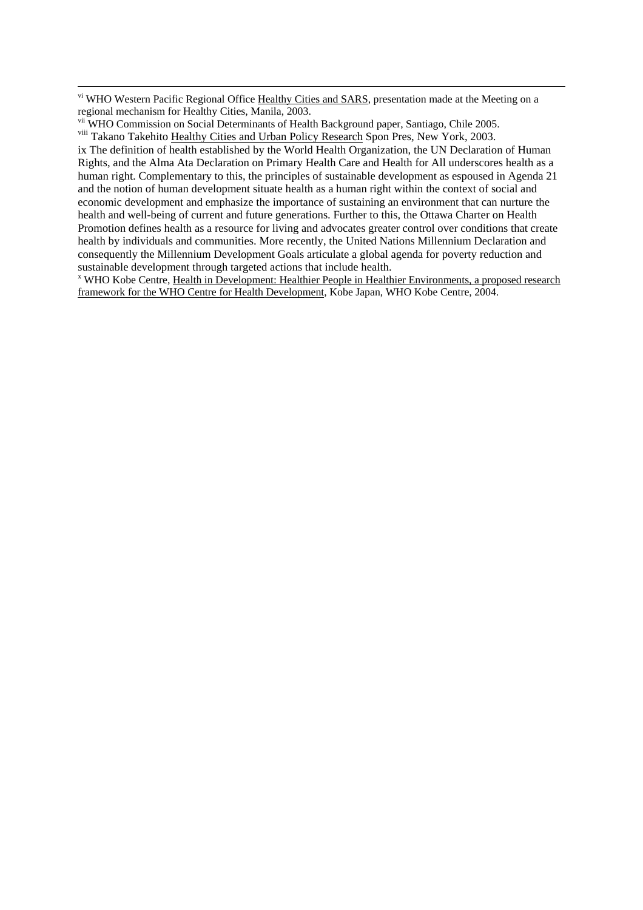[vi] WHO Western Pacific Regional Office Healthy Cities and SARS, presentation made at the Meeting on a regional mechanism for Healthy Cities, Manila, 2003.

[vii] WHO Commission on Social Determinants of Health Background paper, Santiago, Chile 2005.

[viii] Takano Takehito Healthy Cities and Urban Policy Research Spon Pres, New York, 2003.

ix The definition of health established by the World Health Organization, the UN Declaration of Human Rights, and the Alma Ata Declaration on Primary Health Care and Health for All underscores health as a human right. Complementary to this, the principles of sustainable development as espoused in Agenda 21 and the notion of human development situate health as a human right within the context of social and economic development and emphasize the importance of sustaining an environment that can nurture the health and well-being of current and future generations. Further to this, the Ottawa Charter on Health Promotion defines health as a resource for living and advocates greater control over conditions that create health by individuals and communities. More recently, the United Nations Millennium Declaration and consequently the Millennium Development Goals articulate a global agenda for poverty reduction and sustainable development through targeted actions that include health.

[x] WHO Kobe Centre, Health in Development: Healthier People in Healthier Environments, a proposed research framework for the WHO Centre for Health Development, Kobe Japan, WHO Kobe Centre, 2004.